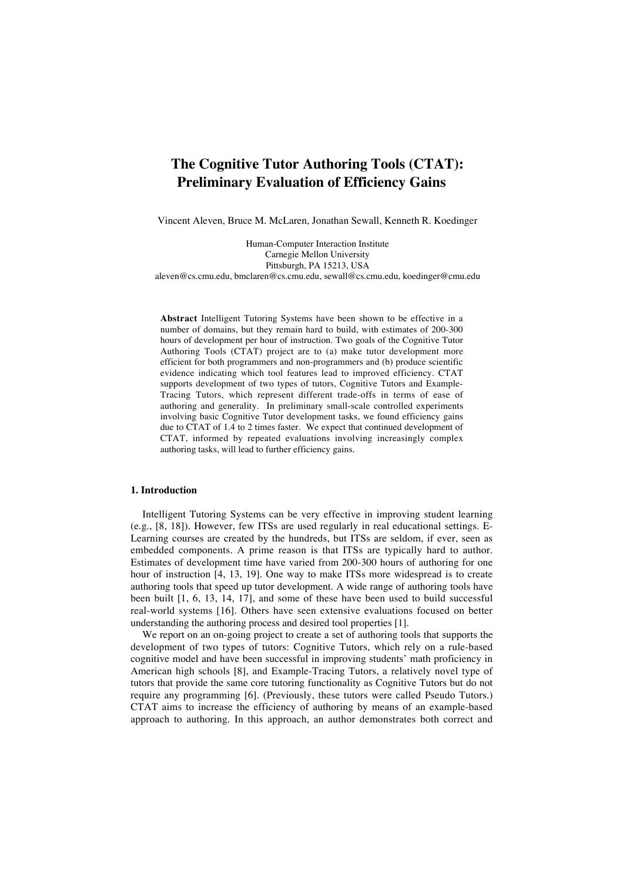# The Cognitive Tutor Authoring Tools (CTAT): Preliminary Evaluation of Efficiency Gains

Vincent Aleven, Bruce M. McLaren, Jonathan Sewall, Kenneth R. Koedinger

Human-Computer Interaction Institute
Carnegie Mellon University
Pittsburgh, PA 15213, USA
aleven@cs.cmu.edu, bmclaren@cs.cmu.edu, sewall@cs.cmu.edu, koedinger@cmu.edu

**Abstract** Intelligent Tutoring Systems have been shown to be effective in a number of domains, but they remain hard to build, with estimates of 200-300 hours of development per hour of instruction. Two goals of the Cognitive Tutor Authoring Tools (CTAT) project are to (a) make tutor development more efficient for both programmers and non-programmers and (b) produce scientific evidence indicating which tool features lead to improved efficiency. CTAT supports development of two types of tutors, Cognitive Tutors and Example-Tracing Tutors, which represent different trade-offs in terms of ease of authoring and generality. In preliminary small-scale controlled experiments involving basic Cognitive Tutor development tasks, we found efficiency gains due to CTAT of 1.4 to 2 times faster. We expect that continued development of CTAT, informed by repeated evaluations involving increasingly complex authoring tasks, will lead to further efficiency gains.

## 1. Introduction

Intelligent Tutoring Systems can be very effective in improving student learning (e.g., [8, 18]). However, few ITSs are used regularly in real educational settings. E-Learning courses are created by the hundreds, but ITSs are seldom, if ever, seen as embedded components. A prime reason is that ITSs are typically hard to author. Estimates of development time have varied from 200-300 hours of authoring for one hour of instruction [4, 13, 19]. One way to make ITSs more widespread is to create authoring tools that speed up tutor development. A wide range of authoring tools have been built [1, 6, 13, 14, 17], and some of these have been used to build successful real-world systems [16]. Others have seen extensive evaluations focused on better understanding the authoring process and desired tool properties [1].

We report on an on-going project to create a set of authoring tools that supports the development of two types of tutors: Cognitive Tutors, which rely on a rule-based cognitive model and have been successful in improving students' math proficiency in American high schools [8], and Example-Tracing Tutors, a relatively novel type of tutors that provide the same core tutoring functionality as Cognitive Tutors but do not require any programming [6]. (Previously, these tutors were called Pseudo Tutors.) CTAT aims to increase the efficiency of authoring by means of an example-based approach to authoring. In this approach, an author demonstrates both correct and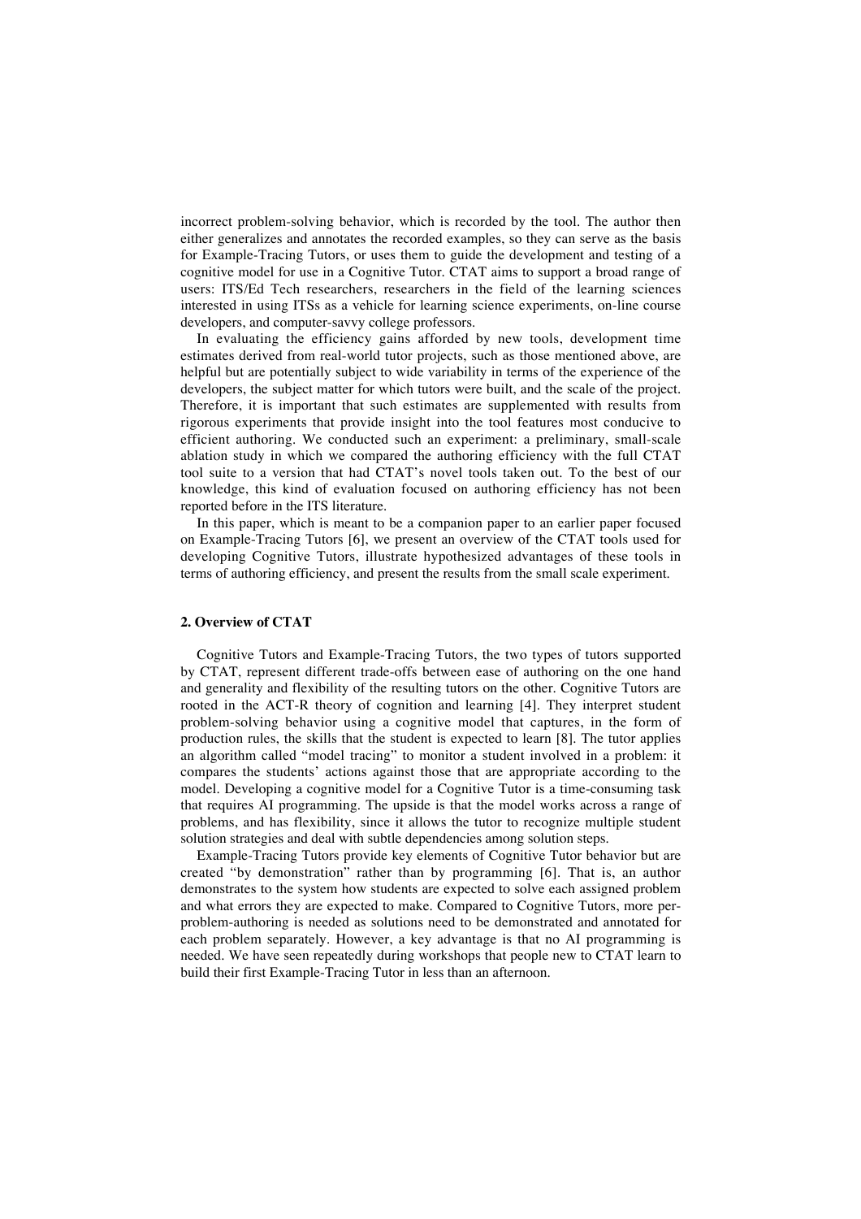incorrect problem-solving behavior, which is recorded by the tool. The author then either generalizes and annotates the recorded examples, so they can serve as the basis for Example-Tracing Tutors, or uses them to guide the development and testing of a cognitive model for use in a Cognitive Tutor. CTAT aims to support a broad range of users: ITS/Ed Tech researchers, researchers in the field of the learning sciences interested in using ITSs as a vehicle for learning science experiments, on-line course developers, and computer-savvy college professors.

In evaluating the efficiency gains afforded by new tools, development time estimates derived from real-world tutor projects, such as those mentioned above, are helpful but are potentially subject to wide variability in terms of the experience of the developers, the subject matter for which tutors were built, and the scale of the project. Therefore, it is important that such estimates are supplemented with results from rigorous experiments that provide insight into the tool features most conducive to efficient authoring. We conducted such an experiment: a preliminary, small-scale ablation study in which we compared the authoring efficiency with the full CTAT tool suite to a version that had CTAT's novel tools taken out. To the best of our knowledge, this kind of evaluation focused on authoring efficiency has not been reported before in the ITS literature.

In this paper, which is meant to be a companion paper to an earlier paper focused on Example-Tracing Tutors [6], we present an overview of the CTAT tools used for developing Cognitive Tutors, illustrate hypothesized advantages of these tools in terms of authoring efficiency, and present the results from the small scale experiment.

## 2. Overview of CTAT

Cognitive Tutors and Example-Tracing Tutors, the two types of tutors supported by CTAT, represent different trade-offs between ease of authoring on the one hand and generality and flexibility of the resulting tutors on the other. Cognitive Tutors are rooted in the ACT-R theory of cognition and learning [4]. They interpret student problem-solving behavior using a cognitive model that captures, in the form of production rules, the skills that the student is expected to learn [8]. The tutor applies an algorithm called "model tracing" to monitor a student involved in a problem: it compares the students' actions against those that are appropriate according to the model. Developing a cognitive model for a Cognitive Tutor is a time-consuming task that requires AI programming. The upside is that the model works across a range of problems, and has flexibility, since it allows the tutor to recognize multiple student solution strategies and deal with subtle dependencies among solution steps.

Example-Tracing Tutors provide key elements of Cognitive Tutor behavior but are created "by demonstration" rather than by programming [6]. That is, an author demonstrates to the system how students are expected to solve each assigned problem and what errors they are expected to make. Compared to Cognitive Tutors, more per-problem-authoring is needed as solutions need to be demonstrated and annotated for each problem separately. However, a key advantage is that no AI programming is needed. We have seen repeatedly during workshops that people new to CTAT learn to build their first Example-Tracing Tutor in less than an afternoon.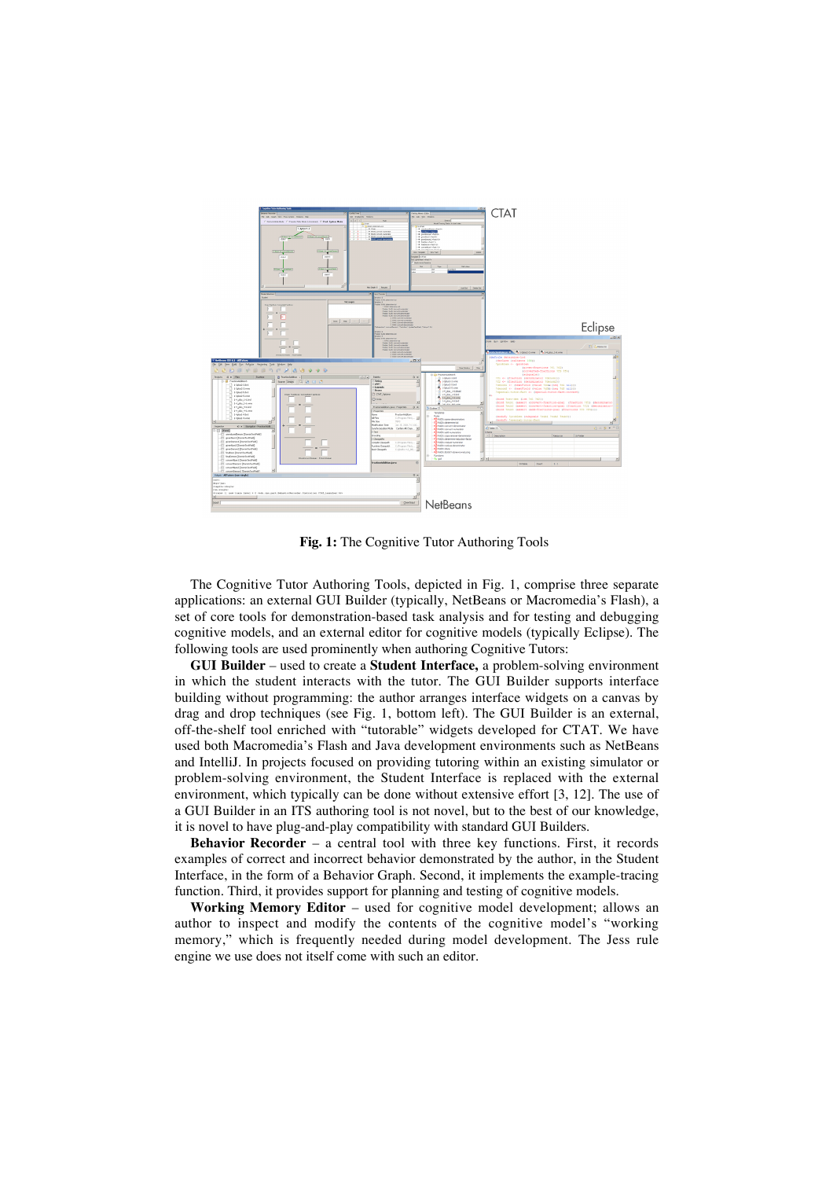CTAT

Eclipse

NetBeans

**Fig. 1:** The Cognitive Tutor Authoring Tools

The Cognitive Tutor Authoring Tools, depicted in Fig. 1, comprise three separate applications: an external GUI Builder (typically, NetBeans or Macromedia's Flash), a set of core tools for demonstration-based task analysis and for testing and debugging cognitive models, and an external editor for cognitive models (typically Eclipse). The following tools are used prominently when authoring Cognitive Tutors:

**GUI Builder** – used to create a **Student Interface,** a problem-solving environment in which the student interacts with the tutor. The GUI Builder supports interface building without programming: the author arranges interface widgets on a canvas by drag and drop techniques (see Fig. 1, bottom left). The GUI Builder is an external, off-the-shelf tool enriched with "tutorable" widgets developed for CTAT. We have used both Macromedia's Flash and Java development environments such as NetBeans and IntelliJ. In projects focused on providing tutoring within an existing simulator or problem-solving environment, the Student Interface is replaced with the external environment, which typically can be done without extensive effort [3, 12]. The use of a GUI Builder in an ITS authoring tool is not novel, but to the best of our knowledge, it is novel to have plug-and-play compatibility with standard GUI Builders.

**Behavior Recorder** – a central tool with three key functions. First, it records examples of correct and incorrect behavior demonstrated by the author, in the Student Interface, in the form of a Behavior Graph. Second, it implements the example-tracing function. Third, it provides support for planning and testing of cognitive models.

**Working Memory Editor** – used for cognitive model development; allows an author to inspect and modify the contents of the cognitive model's "working memory," which is frequently needed during model development. The Jess rule engine we use does not itself come with such an editor.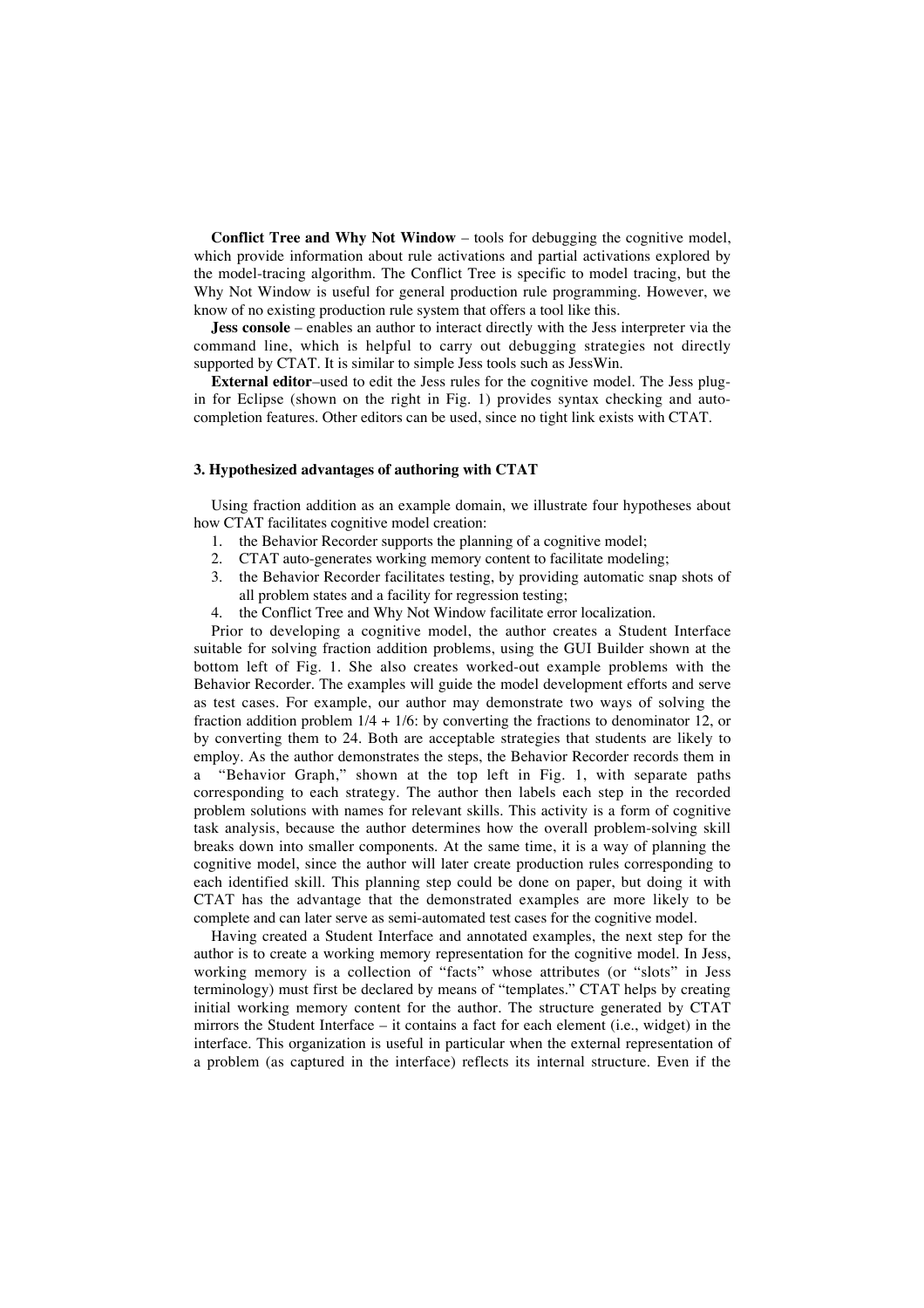**Conflict Tree and Why Not Window** – tools for debugging the cognitive model, which provide information about rule activations and partial activations explored by the model-tracing algorithm. The Conflict Tree is specific to model tracing, but the Why Not Window is useful for general production rule programming. However, we know of no existing production rule system that offers a tool like this.

**Jess console** – enables an author to interact directly with the Jess interpreter via the command line, which is helpful to carry out debugging strategies not directly supported by CTAT. It is similar to simple Jess tools such as JessWin.

**External editor**–used to edit the Jess rules for the cognitive model. The Jess plug-in for Eclipse (shown on the right in Fig. 1) provides syntax checking and auto-completion features. Other editors can be used, since no tight link exists with CTAT.

### 3. Hypothesized advantages of authoring with CTAT

Using fraction addition as an example domain, we illustrate four hypotheses about how CTAT facilitates cognitive model creation:

1. the Behavior Recorder supports the planning of a cognitive model;
2. CTAT auto-generates working memory content to facilitate modeling;
3. the Behavior Recorder facilitates testing, by providing automatic snap shots of all problem states and a facility for regression testing;
4. the Conflict Tree and Why Not Window facilitate error localization.

Prior to developing a cognitive model, the author creates a Student Interface suitable for solving fraction addition problems, using the GUI Builder shown at the bottom left of Fig. 1. She also creates worked-out example problems with the Behavior Recorder. The examples will guide the model development efforts and serve as test cases. For example, our author may demonstrate two ways of solving the fraction addition problem $1/4 + 1/6$: by converting the fractions to denominator 12, or by converting them to 24. Both are acceptable strategies that students are likely to employ. As the author demonstrates the steps, the Behavior Recorder records them in a "Behavior Graph," shown at the top left in Fig. 1, with separate paths corresponding to each strategy. The author then labels each step in the recorded problem solutions with names for relevant skills. This activity is a form of cognitive task analysis, because the author determines how the overall problem-solving skill breaks down into smaller components. At the same time, it is a way of planning the cognitive model, since the author will later create production rules corresponding to each identified skill. This planning step could be done on paper, but doing it with CTAT has the advantage that the demonstrated examples are more likely to be complete and can later serve as semi-automated test cases for the cognitive model.

Having created a Student Interface and annotated examples, the next step for the author is to create a working memory representation for the cognitive model. In Jess, working memory is a collection of "facts" whose attributes (or "slots" in Jess terminology) must first be declared by means of "templates." CTAT helps by creating initial working memory content for the author. The structure generated by CTAT mirrors the Student Interface – it contains a fact for each element (i.e., widget) in the interface. This organization is useful in particular when the external representation of a problem (as captured in the interface) reflects its internal structure. Even if the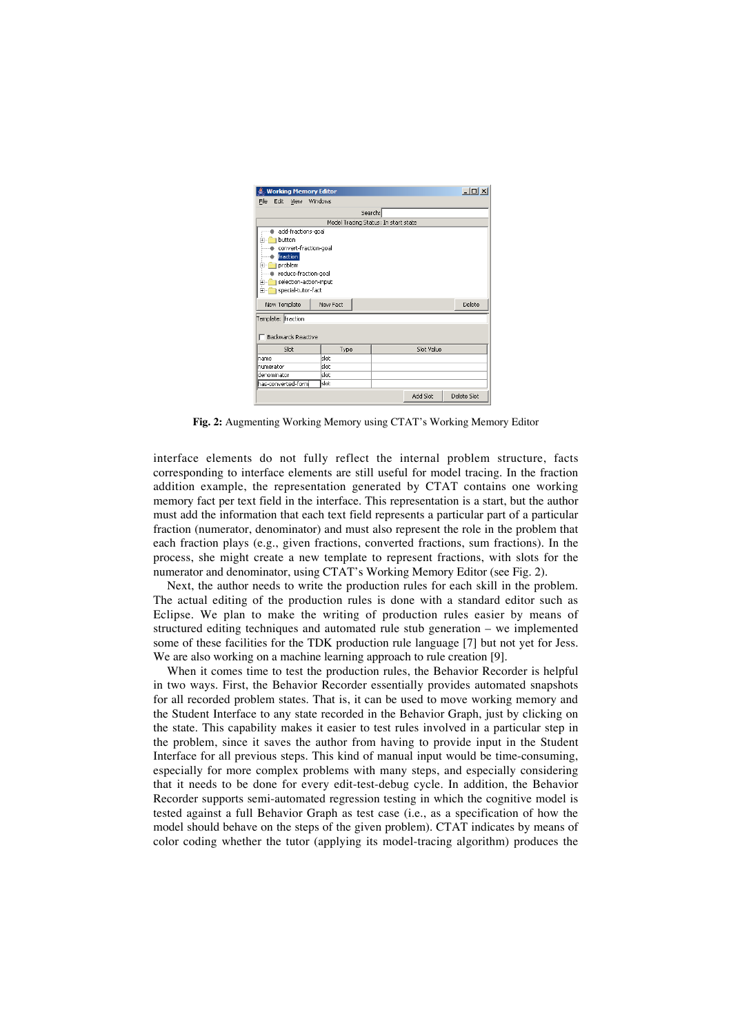Fig. 2: Augmenting Working Memory using CTAT's Working Memory Editor

interface elements do not fully reflect the internal problem structure, facts corresponding to interface elements are still useful for model tracing. In the fraction addition example, the representation generated by CTAT contains one working memory fact per text field in the interface. This representation is a start, but the author must add the information that each text field represents a particular part of a particular fraction (numerator, denominator) and must also represent the role in the problem that each fraction plays (e.g., given fractions, converted fractions, sum fractions). In the process, she might create a new template to represent fractions, with slots for the numerator and denominator, using CTAT's Working Memory Editor (see Fig. 2).

Next, the author needs to write the production rules for each skill in the problem. The actual editing of the production rules is done with a standard editor such as Eclipse. We plan to make the writing of production rules easier by means of structured editing techniques and automated rule stub generation – we implemented some of these facilities for the TDK production rule language [7] but not yet for Jess. We are also working on a machine learning approach to rule creation [9].

When it comes time to test the production rules, the Behavior Recorder is helpful in two ways. First, the Behavior Recorder essentially provides automated snapshots for all recorded problem states. That is, it can be used to move working memory and the Student Interface to any state recorded in the Behavior Graph, just by clicking on the state. This capability makes it easier to test rules involved in a particular step in the problem, since it saves the author from having to provide input in the Student Interface for all previous steps. This kind of manual input would be time-consuming, especially for more complex problems with many steps, and especially considering that it needs to be done for every edit-test-debug cycle. In addition, the Behavior Recorder supports semi-automated regression testing in which the cognitive model is tested against a full Behavior Graph as test case (i.e., as a specification of how the model should behave on the steps of the given problem). CTAT indicates by means of color coding whether the tutor (applying its model-tracing algorithm) produces the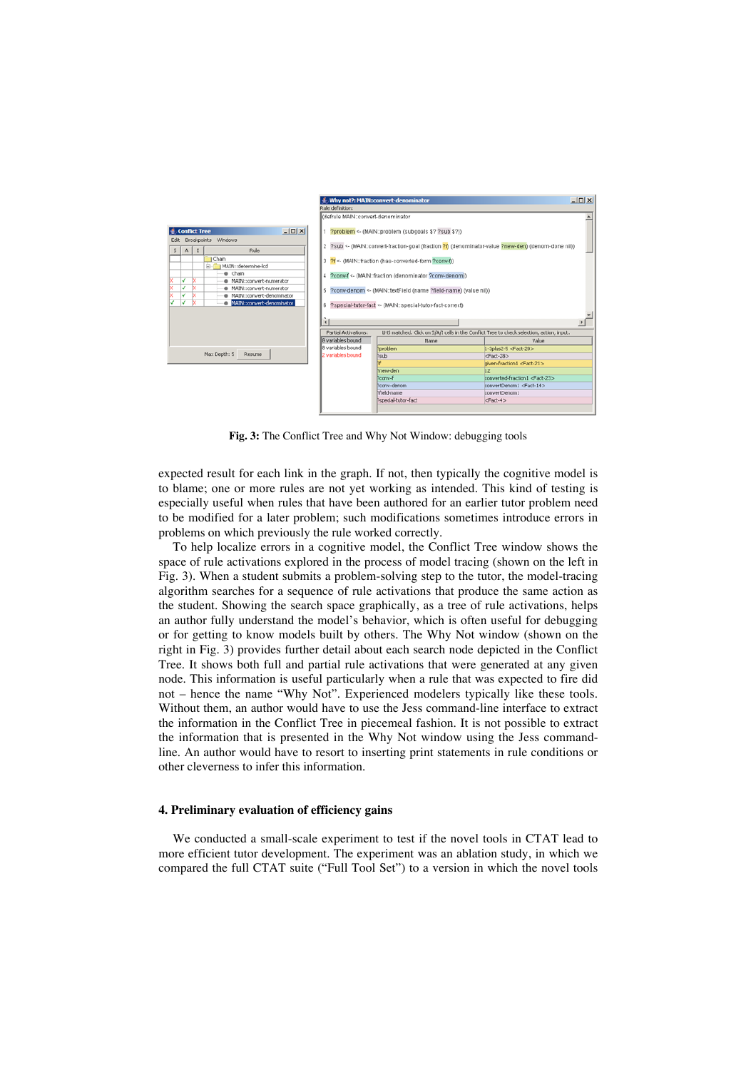**Fig. 3:** The Conflict Tree and Why Not Window: debugging tools

expected result for each link in the graph. If not, then typically the cognitive model is to blame; one or more rules are not yet working as intended. This kind of testing is especially useful when rules that have been authored for an earlier tutor problem need to be modified for a later problem; such modifications sometimes introduce errors in problems on which previously the rule worked correctly.

To help localize errors in a cognitive model, the Conflict Tree window shows the space of rule activations explored in the process of model tracing (shown on the left in Fig. 3). When a student submits a problem-solving step to the tutor, the model-tracing algorithm searches for a sequence of rule activations that produce the same action as the student. Showing the search space graphically, as a tree of rule activations, helps an author fully understand the model's behavior, which is often useful for debugging or for getting to know models built by others. The Why Not window (shown on the right in Fig. 3) provides further detail about each search node depicted in the Conflict Tree. It shows both full and partial rule activations that were generated at any given node. This information is useful particularly when a rule that was expected to fire did not – hence the name "Why Not". Experienced modelers typically like these tools. Without them, an author would have to use the Jess command-line interface to extract the information in the Conflict Tree in piecemeal fashion. It is not possible to extract the information that is presented in the Why Not window using the Jess command-line. An author would have to resort to inserting print statements in rule conditions or other cleverness to infer this information.

## 4. Preliminary evaluation of efficiency gains

We conducted a small-scale experiment to test if the novel tools in CTAT lead to more efficient tutor development. The experiment was an ablation study, in which we compared the full CTAT suite ("Full Tool Set") to a version in which the novel tools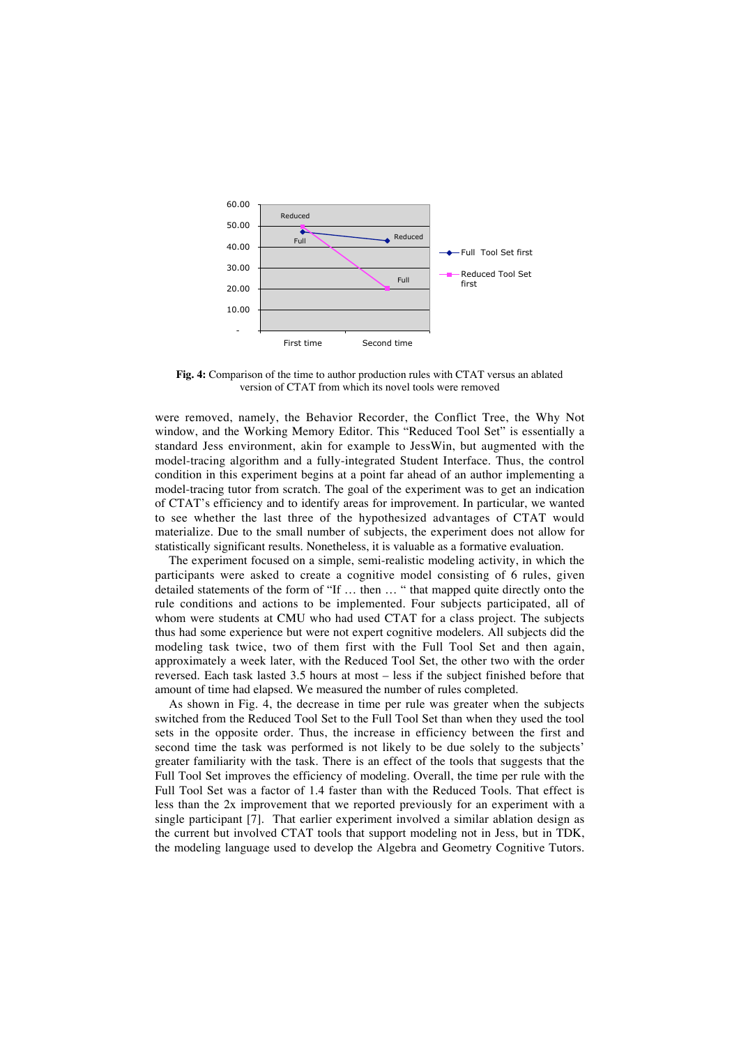60.00
50.00
40.00
30.00
20.00
10.00
-

Reduced
Full
Reduced
Full

First time
Second time

Full Tool Set first
Reduced Tool Set first

**Fig. 4:** Comparison of the time to author production rules with CTAT versus an ablated version of CTAT from which its novel tools were removed

were removed, namely, the Behavior Recorder, the Conflict Tree, the Why Not window, and the Working Memory Editor. This "Reduced Tool Set" is essentially a standard Jess environment, akin for example to JessWin, but augmented with the model-tracing algorithm and a fully-integrated Student Interface. Thus, the control condition in this experiment begins at a point far ahead of an author implementing a model-tracing tutor from scratch. The goal of the experiment was to get an indication of CTAT's efficiency and to identify areas for improvement. In particular, we wanted to see whether the last three of the hypothesized advantages of CTAT would materialize. Due to the small number of subjects, the experiment does not allow for statistically significant results. Nonetheless, it is valuable as a formative evaluation.

The experiment focused on a simple, semi-realistic modeling activity, in which the participants were asked to create a cognitive model consisting of 6 rules, given detailed statements of the form of "If … then … " that mapped quite directly onto the rule conditions and actions to be implemented. Four subjects participated, all of whom were students at CMU who had used CTAT for a class project. The subjects thus had some experience but were not expert cognitive modelers. All subjects did the modeling task twice, two of them first with the Full Tool Set and then again, approximately a week later, with the Reduced Tool Set, the other two with the order reversed. Each task lasted 3.5 hours at most – less if the subject finished before that amount of time had elapsed. We measured the number of rules completed.

As shown in Fig. 4, the decrease in time per rule was greater when the subjects switched from the Reduced Tool Set to the Full Tool Set than when they used the tool sets in the opposite order. Thus, the increase in efficiency between the first and second time the task was performed is not likely to be due solely to the subjects' greater familiarity with the task. There is an effect of the tools that suggests that the Full Tool Set improves the efficiency of modeling. Overall, the time per rule with the Full Tool Set was a factor of 1.4 faster than with the Reduced Tools. That effect is less than the 2x improvement that we reported previously for an experiment with a single participant [7]. That earlier experiment involved a similar ablation design as the current but involved CTAT tools that support modeling not in Jess, but in TDK, the modeling language used to develop the Algebra and Geometry Cognitive Tutors.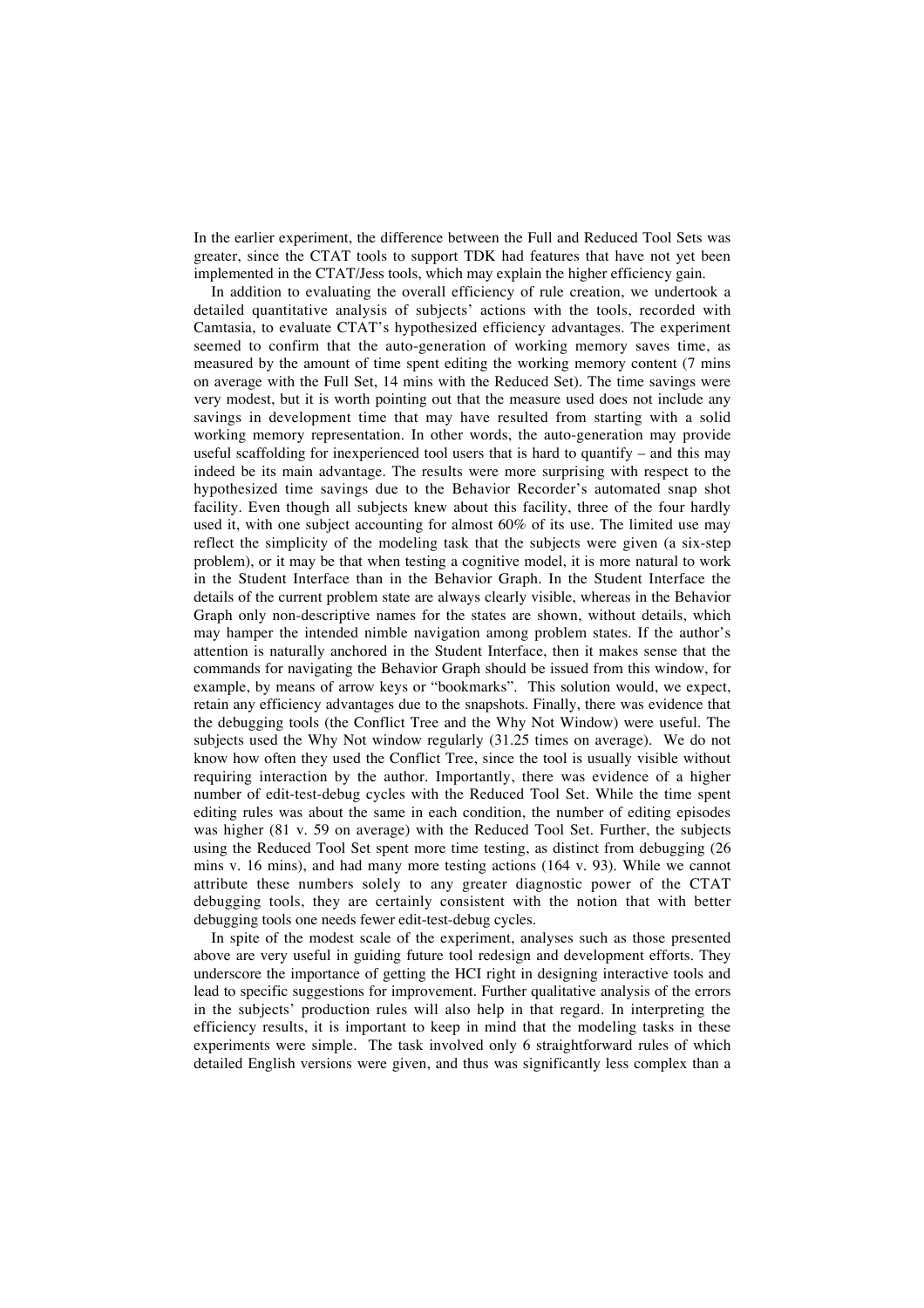In the earlier experiment, the difference between the Full and Reduced Tool Sets was greater, since the CTAT tools to support TDK had features that have not yet been implemented in the CTAT/Jess tools, which may explain the higher efficiency gain.

In addition to evaluating the overall efficiency of rule creation, we undertook a detailed quantitative analysis of subjects' actions with the tools, recorded with Camtasia, to evaluate CTAT's hypothesized efficiency advantages. The experiment seemed to confirm that the auto-generation of working memory saves time, as measured by the amount of time spent editing the working memory content (7 mins on average with the Full Set, 14 mins with the Reduced Set). The time savings were very modest, but it is worth pointing out that the measure used does not include any savings in development time that may have resulted from starting with a solid working memory representation. In other words, the auto-generation may provide useful scaffolding for inexperienced tool users that is hard to quantify – and this may indeed be its main advantage. The results were more surprising with respect to the hypothesized time savings due to the Behavior Recorder's automated snap shot facility. Even though all subjects knew about this facility, three of the four hardly used it, with one subject accounting for almost 60% of its use. The limited use may reflect the simplicity of the modeling task that the subjects were given (a six-step problem), or it may be that when testing a cognitive model, it is more natural to work in the Student Interface than in the Behavior Graph. In the Student Interface the details of the current problem state are always clearly visible, whereas in the Behavior Graph only non-descriptive names for the states are shown, without details, which may hamper the intended nimble navigation among problem states. If the author's attention is naturally anchored in the Student Interface, then it makes sense that the commands for navigating the Behavior Graph should be issued from this window, for example, by means of arrow keys or "bookmarks". This solution would, we expect, retain any efficiency advantages due to the snapshots. Finally, there was evidence that the debugging tools (the Conflict Tree and the Why Not Window) were useful. The subjects used the Why Not window regularly (31.25 times on average). We do not know how often they used the Conflict Tree, since the tool is usually visible without requiring interaction by the author. Importantly, there was evidence of a higher number of edit-test-debug cycles with the Reduced Tool Set. While the time spent editing rules was about the same in each condition, the number of editing episodes was higher (81 v. 59 on average) with the Reduced Tool Set. Further, the subjects using the Reduced Tool Set spent more time testing, as distinct from debugging (26 mins v. 16 mins), and had many more testing actions (164 v. 93). While we cannot attribute these numbers solely to any greater diagnostic power of the CTAT debugging tools, they are certainly consistent with the notion that with better debugging tools one needs fewer edit-test-debug cycles.

In spite of the modest scale of the experiment, analyses such as those presented above are very useful in guiding future tool redesign and development efforts. They underscore the importance of getting the HCI right in designing interactive tools and lead to specific suggestions for improvement. Further qualitative analysis of the errors in the subjects' production rules will also help in that regard. In interpreting the efficiency results, it is important to keep in mind that the modeling tasks in these experiments were simple. The task involved only 6 straightforward rules of which detailed English versions were given, and thus was significantly less complex than a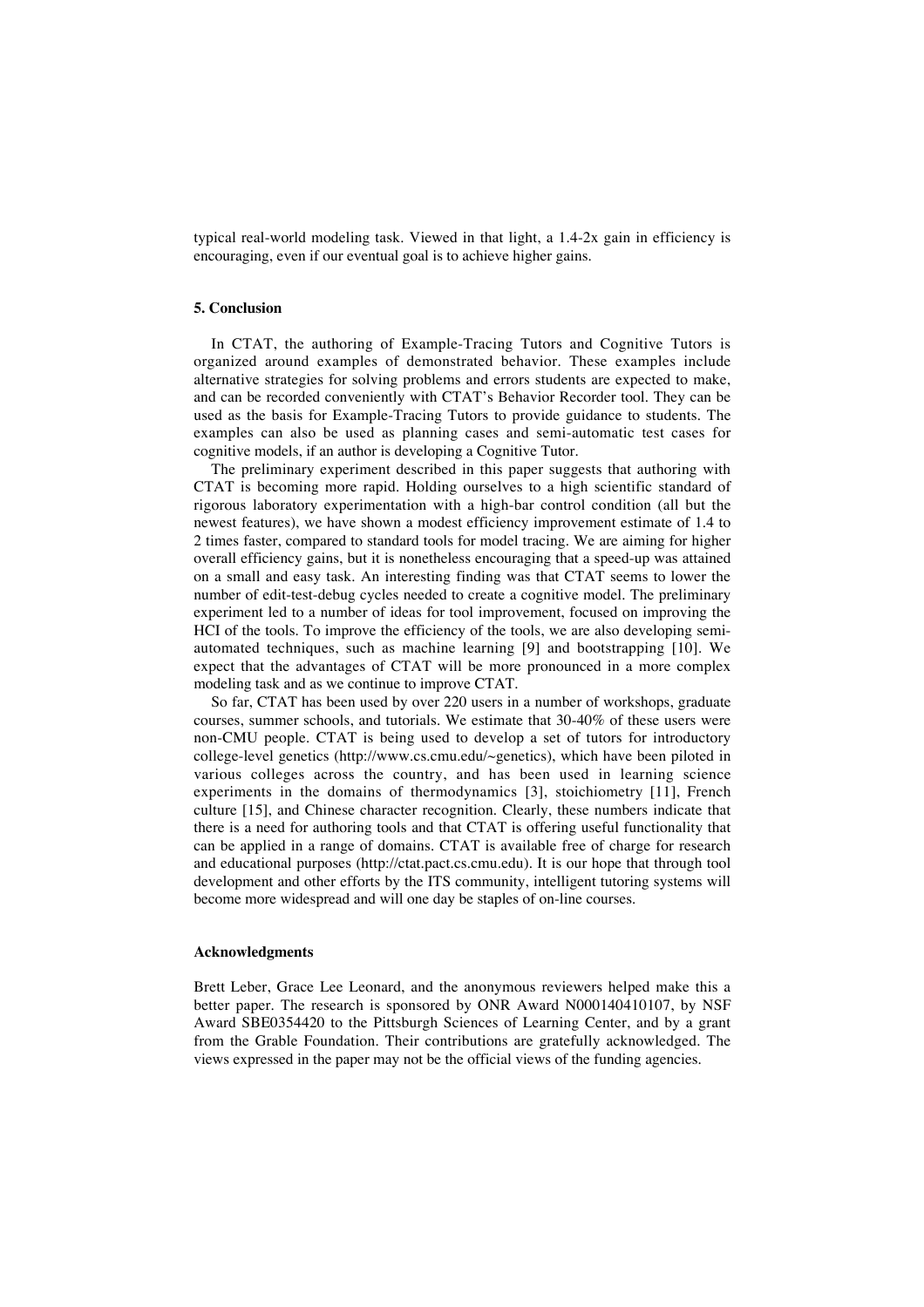typical real-world modeling task. Viewed in that light, a 1.4-2x gain in efficiency is encouraging, even if our eventual goal is to achieve higher gains.

### 5. Conclusion

In CTAT, the authoring of Example-Tracing Tutors and Cognitive Tutors is organized around examples of demonstrated behavior. These examples include alternative strategies for solving problems and errors students are expected to make, and can be recorded conveniently with CTAT's Behavior Recorder tool. They can be used as the basis for Example-Tracing Tutors to provide guidance to students. The examples can also be used as planning cases and semi-automatic test cases for cognitive models, if an author is developing a Cognitive Tutor.

The preliminary experiment described in this paper suggests that authoring with CTAT is becoming more rapid. Holding ourselves to a high scientific standard of rigorous laboratory experimentation with a high-bar control condition (all but the newest features), we have shown a modest efficiency improvement estimate of 1.4 to 2 times faster, compared to standard tools for model tracing. We are aiming for higher overall efficiency gains, but it is nonetheless encouraging that a speed-up was attained on a small and easy task. An interesting finding was that CTAT seems to lower the number of edit-test-debug cycles needed to create a cognitive model. The preliminary experiment led to a number of ideas for tool improvement, focused on improving the HCI of the tools. To improve the efficiency of the tools, we are also developing semi-automated techniques, such as machine learning [9] and bootstrapping [10]. We expect that the advantages of CTAT will be more pronounced in a more complex modeling task and as we continue to improve CTAT.

So far, CTAT has been used by over 220 users in a number of workshops, graduate courses, summer schools, and tutorials. We estimate that 30-40% of these users were non-CMU people. CTAT is being used to develop a set of tutors for introductory college-level genetics (http://www.cs.cmu.edu/~genetics), which have been piloted in various colleges across the country, and has been used in learning science experiments in the domains of thermodynamics [3], stoichiometry [11], French culture [15], and Chinese character recognition. Clearly, these numbers indicate that there is a need for authoring tools and that CTAT is offering useful functionality that can be applied in a range of domains. CTAT is available free of charge for research and educational purposes (http://ctat.pact.cs.cmu.edu). It is our hope that through tool development and other efforts by the ITS community, intelligent tutoring systems will become more widespread and will one day be staples of on-line courses.

### Acknowledgments

Brett Leber, Grace Lee Leonard, and the anonymous reviewers helped make this a better paper. The research is sponsored by ONR Award N000140410107, by NSF Award SBE0354420 to the Pittsburgh Sciences of Learning Center, and by a grant from the Grable Foundation. Their contributions are gratefully acknowledged. The views expressed in the paper may not be the official views of the funding agencies.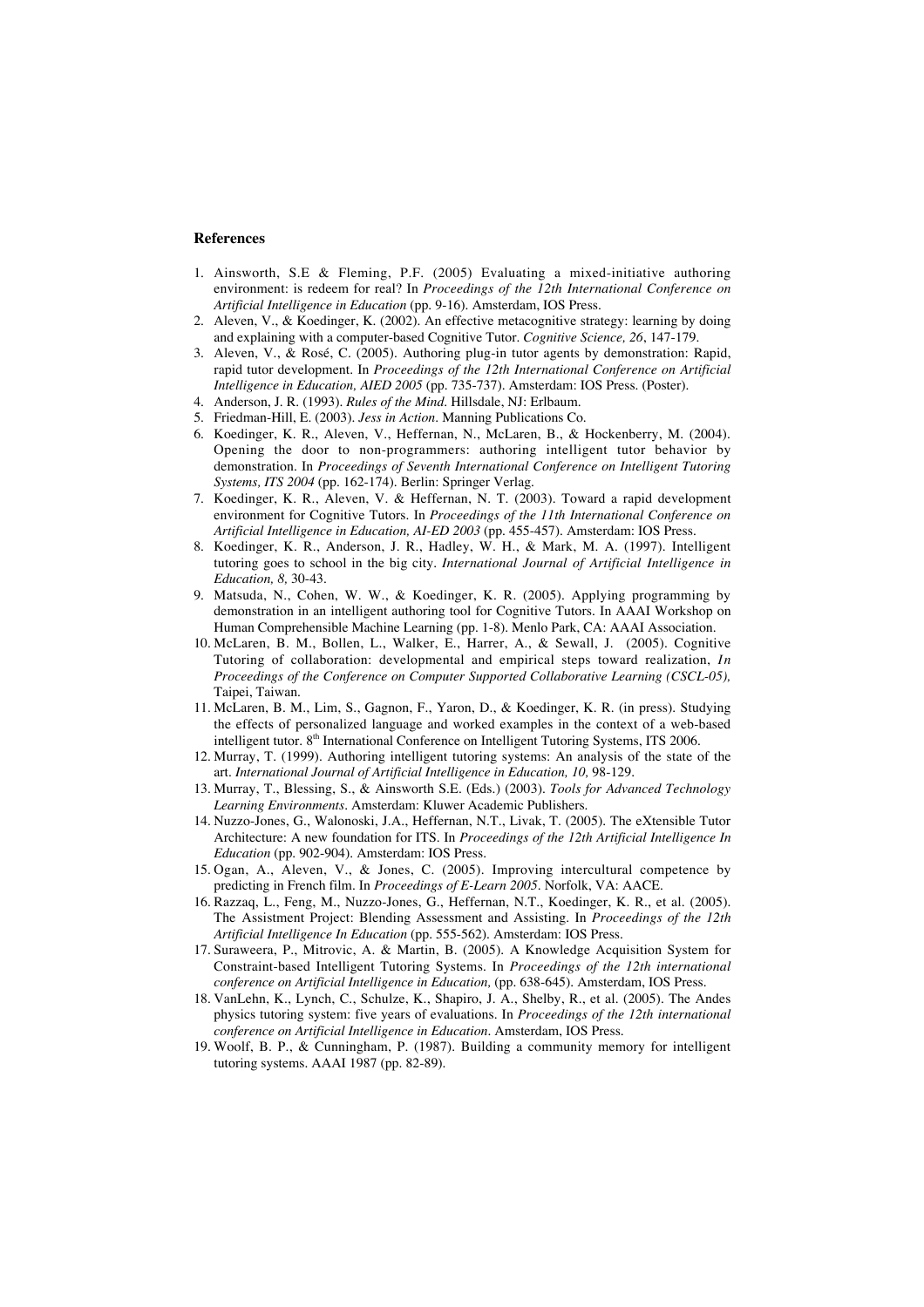## References

1. Ainsworth, S.E & Fleming, P.F. (2005) Evaluating a mixed-initiative authoring environment: is redeem for real? In *Proceedings of the 12th International Conference on Artificial Intelligence in Education* (pp. 9-16). Amsterdam, IOS Press.
2. Aleven, V., & Koedinger, K. (2002). An effective metacognitive strategy: learning by doing and explaining with a computer-based Cognitive Tutor. *Cognitive Science, 26*, 147-179.
3. Aleven, V., & Rosé, C. (2005). Authoring plug-in tutor agents by demonstration: Rapid, rapid tutor development. In *Proceedings of the 12th International Conference on Artificial Intelligence in Education, AIED 2005* (pp. 735-737). Amsterdam: IOS Press. (Poster).
4. Anderson, J. R. (1993). *Rules of the Mind*. Hillsdale, NJ: Erlbaum.
5. Friedman-Hill, E. (2003). *Jess in Action*. Manning Publications Co.
6. Koedinger, K. R., Aleven, V., Heffernan, N., McLaren, B., & Hockenberry, M. (2004). Opening the door to non-programmers: authoring intelligent tutor behavior by demonstration. In *Proceedings of Seventh International Conference on Intelligent Tutoring Systems, ITS 2004* (pp. 162-174). Berlin: Springer Verlag.
7. Koedinger, K. R., Aleven, V. & Heffernan, N. T. (2003). Toward a rapid development environment for Cognitive Tutors. In *Proceedings of the 11th International Conference on Artificial Intelligence in Education, AI-ED 2003* (pp. 455-457). Amsterdam: IOS Press.
8. Koedinger, K. R., Anderson, J. R., Hadley, W. H., & Mark, M. A. (1997). Intelligent tutoring goes to school in the big city. *International Journal of Artificial Intelligence in Education, 8,* 30-43.
9. Matsuda, N., Cohen, W. W., & Koedinger, K. R. (2005). Applying programming by demonstration in an intelligent authoring tool for Cognitive Tutors. In AAAI Workshop on Human Comprehensible Machine Learning (pp. 1-8). Menlo Park, CA: AAAI Association.
10. McLaren, B. M., Bollen, L., Walker, E., Harrer, A., & Sewall, J. (2005). Cognitive Tutoring of collaboration: developmental and empirical steps toward realization, *In Proceedings of the Conference on Computer Supported Collaborative Learning (CSCL-05),* Taipei, Taiwan.
11. McLaren, B. M., Lim, S., Gagnon, F., Yaron, D., & Koedinger, K. R. (in press). Studying the effects of personalized language and worked examples in the context of a web-based intelligent tutor. 8th International Conference on Intelligent Tutoring Systems, ITS 2006.
12. Murray, T. (1999). Authoring intelligent tutoring systems: An analysis of the state of the art. *International Journal of Artificial Intelligence in Education, 10,* 98-129.
13. Murray, T., Blessing, S., & Ainsworth S.E. (Eds.) (2003). *Tools for Advanced Technology Learning Environments*. Amsterdam: Kluwer Academic Publishers.
14. Nuzzo-Jones, G., Walonoski, J.A., Heffernan, N.T., Livak, T. (2005). The eXtensible Tutor Architecture: A new foundation for ITS. In *Proceedings of the 12th Artificial Intelligence In Education* (pp. 902-904). Amsterdam: IOS Press.
15. Ogan, A., Aleven, V., & Jones, C. (2005). Improving intercultural competence by predicting in French film. In *Proceedings of E-Learn 2005*. Norfolk, VA: AACE.
16. Razzaq, L., Feng, M., Nuzzo-Jones, G., Heffernan, N.T., Koedinger, K. R., et al. (2005). The Assistment Project: Blending Assessment and Assisting. In *Proceedings of the 12th Artificial Intelligence In Education* (pp. 555-562). Amsterdam: IOS Press.
17. Suraweera, P., Mitrovic, A. & Martin, B. (2005). A Knowledge Acquisition System for Constraint-based Intelligent Tutoring Systems. In *Proceedings of the 12th international conference on Artificial Intelligence in Education,* (pp. 638-645). Amsterdam, IOS Press.
18. VanLehn, K., Lynch, C., Schulze, K., Shapiro, J. A., Shelby, R., et al. (2005). The Andes physics tutoring system: five years of evaluations. In *Proceedings of the 12th international conference on Artificial Intelligence in Education*. Amsterdam, IOS Press.
19. Woolf, B. P., & Cunningham, P. (1987). Building a community memory for intelligent tutoring systems. AAAI 1987 (pp. 82-89).